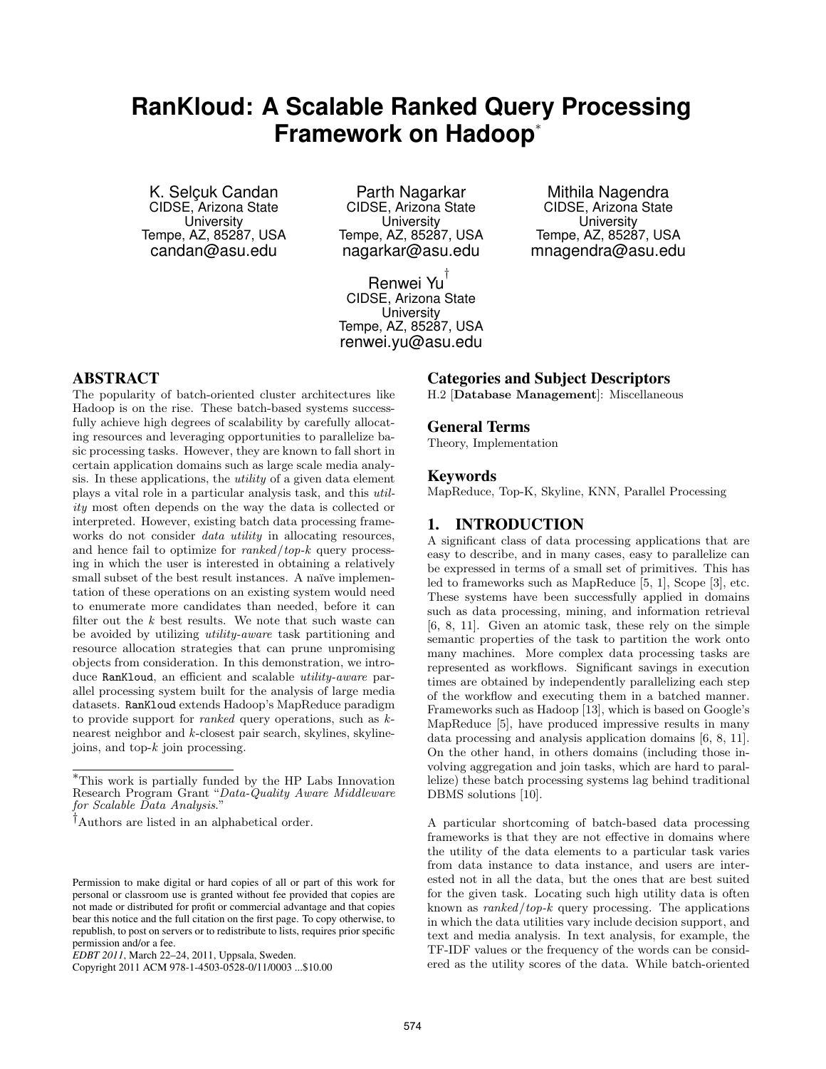# RanKloud: A Scalable Ranked Query Processing Framework on Hadoop*

K. Selçuk Candan
CIDSE, Arizona State University
Tempe, AZ, 85287, USA
candan@asu.edu

Parth Nagarkar
CIDSE, Arizona State University
Tempe, AZ, 85287, USA
nagarkar@asu.edu

Mithila Nagendra
CIDSE, Arizona State University
Tempe, AZ, 85287, USA
mnagendra@asu.edu

Renwei Yu†
CIDSE, Arizona State University
Tempe, AZ, 85287, USA
renwei.yu@asu.edu

## ABSTRACT

The popularity of batch-oriented cluster architectures like Hadoop is on the rise. These batch-based systems successfully achieve high degrees of scalability by carefully allocating resources and leveraging opportunities to parallelize basic processing tasks. However, they are known to fall short in certain application domains such as large scale media analysis. In these applications, the *utility* of a given data element plays a vital role in a particular analysis task, and this *utility* most often depends on the way the data is collected or interpreted. However, existing batch data processing frameworks do not consider *data utility* in allocating resources, and hence fail to optimize for *ranked/top-k* query processing in which the user is interested in obtaining a relatively small subset of the best result instances. A naïve implementation of these operations on an existing system would need to enumerate more candidates than needed, before it can filter out the $k$ best results. We note that such waste can be avoided by utilizing *utility-aware* task partitioning and resource allocation strategies that can prune unpromising objects from consideration. In this demonstration, we introduce RanKloud, an efficient and scalable *utility-aware* parallel processing system built for the analysis of large media datasets. RanKloud extends Hadoop's MapReduce paradigm to provide support for *ranked* query operations, such as $k$-nearest neighbor and $k$-closest pair search, skylines, skyline-joins, and top-$k$ join processing.

*This work is partially funded by the HP Labs Innovation Research Program Grant "*Data-Quality Aware Middleware for Scalable Data Analysis*."

†Authors are listed in an alphabetical order.

Permission to make digital or hard copies of all or part of this work for personal or classroom use is granted without fee provided that copies are not made or distributed for profit or commercial advantage and that copies bear this notice and the full citation on the first page. To copy otherwise, to republish, to post on servers or to redistribute to lists, requires prior specific permission and/or a fee.
*EDBT 2011*, March 22–24, 2011, Uppsala, Sweden.
Copyright 2011 ACM 978-1-4503-0528-0/11/0003 ...$10.00

## Categories and Subject Descriptors

H.2 [**Database Management**]: Miscellaneous

## General Terms

Theory, Implementation

## Keywords

MapReduce, Top-K, Skyline, KNN, Parallel Processing

## 1. INTRODUCTION

A significant class of data processing applications that are easy to describe, and in many cases, easy to parallelize can be expressed in terms of a small set of primitives. This has led to frameworks such as MapReduce [5, 1], Scope [3], etc. These systems have been successfully applied in domains such as data processing, mining, and information retrieval [6, 8, 11]. Given an atomic task, these rely on the simple semantic properties of the task to partition the work onto many machines. More complex data processing tasks are represented as workflows. Significant savings in execution times are obtained by independently parallelizing each step of the workflow and executing them in a batched manner. Frameworks such as Hadoop [13], which is based on Google's MapReduce [5], have produced impressive results in many data processing and analysis application domains [6, 8, 11]. On the other hand, in others domains (including those involving aggregation and join tasks, which are hard to parallelize) these batch processing systems lag behind traditional DBMS solutions [10].

A particular shortcoming of batch-based data processing frameworks is that they are not effective in domains where the utility of the data elements to a particular task varies from data instance to data instance, and users are interested not in all the data, but the ones that are best suited for the given task. Locating such high utility data is often known as *ranked/top-k* query processing. The applications in which the data utilities vary include decision support, and text and media analysis. In text analysis, for example, the TF-IDF values or the frequency of the words can be considered as the utility scores of the data. While batch-oriented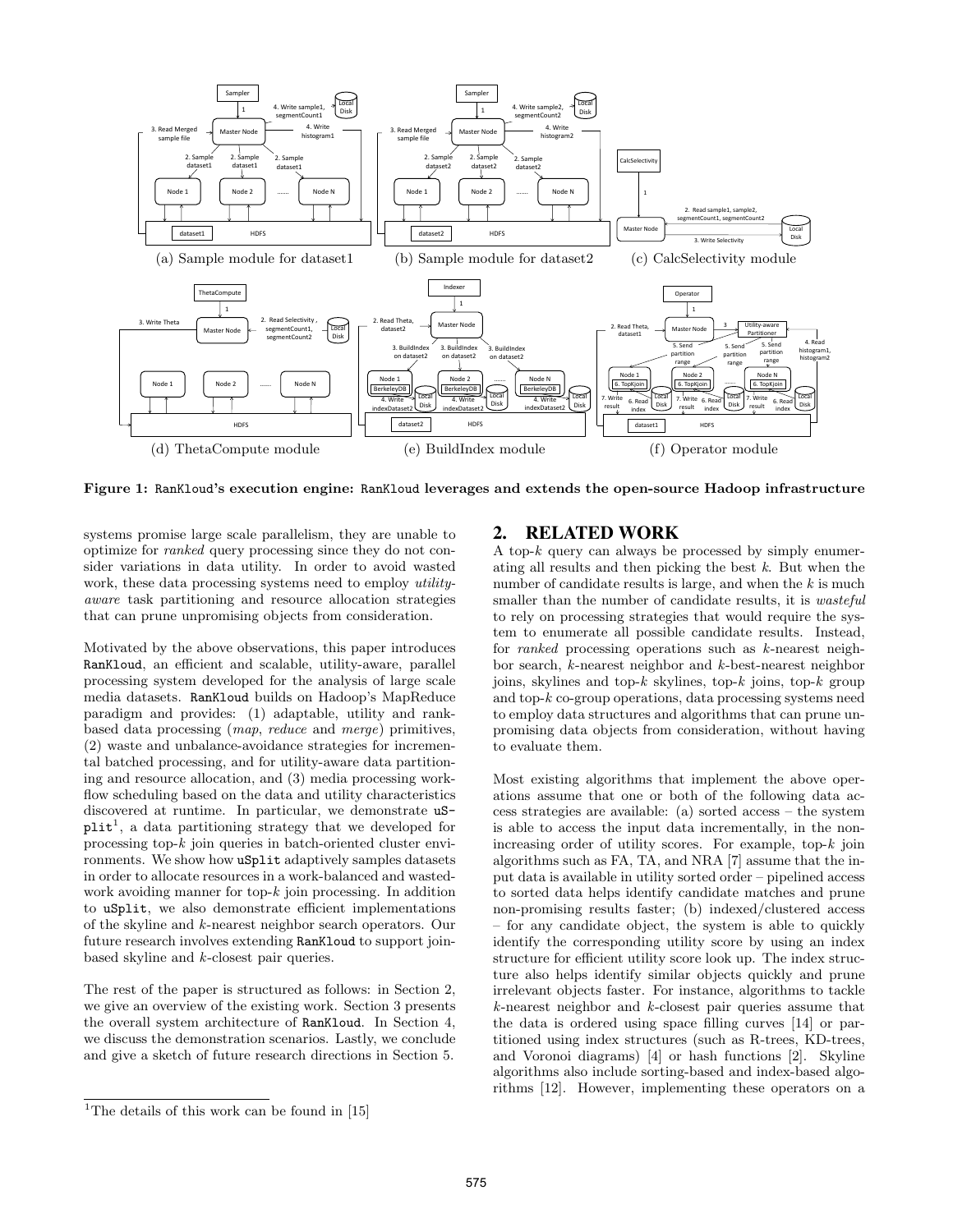(a) Sample module for dataset1 (b) Sample module for dataset2 (c) CalcSelectivity module

(d) ThetaCompute module (e) BuildIndex module (f) Operator module

**Figure 1: RanKloud's execution engine: RanKloud leverages and extends the open-source Hadoop infrastructure**

systems promise large scale parallelism, they are unable to optimize for *ranked* query processing since they do not consider variations in data utility. In order to avoid wasted work, these data processing systems need to employ *utility-aware* task partitioning and resource allocation strategies that can prune unpromising objects from consideration.

Motivated by the above observations, this paper introduces RanKloud, an efficient and scalable, utility-aware, parallel processing system developed for the analysis of large scale media datasets. RanKloud builds on Hadoop's MapReduce paradigm and provides: (1) adaptable, utility and rank-based data processing (*map*, *reduce* and *merge*) primitives, (2) waste and unbalance-avoidance strategies for incremental batched processing, and for utility-aware data partitioning and resource allocation, and (3) media processing workflow scheduling based on the data and utility characteristics discovered at runtime. In particular, we demonstrate uSplit[1], a data partitioning strategy that we developed for processing top-$k$ join queries in batch-oriented cluster environments. We show how uSplit adaptively samples datasets in order to allocate resources in a work-balanced and wasted-work avoiding manner for top-$k$ join processing. In addition to uSplit, we also demonstrate efficient implementations of the skyline and $k$-nearest neighbor search operators. Our future research involves extending RanKloud to support join-based skyline and $k$-closest pair queries.

The rest of the paper is structured as follows: in Section 2, we give an overview of the existing work. Section 3 presents the overall system architecture of RanKloud. In Section 4, we discuss the demonstration scenarios. Lastly, we conclude and give a sketch of future research directions in Section 5.

## 2. RELATED WORK

A top-$k$ query can always be processed by simply enumerating all results and then picking the best $k$. But when the number of candidate results is large, and when the $k$ is much smaller than the number of candidate results, it is *wasteful* to rely on processing strategies that would require the system to enumerate all possible candidate results. Instead, for *ranked* processing operations such as $k$-nearest neighbor search, $k$-nearest neighbor and $k$-best-nearest neighbor joins, skylines and top-$k$ skylines, top-$k$ joins, top-$k$ group and top-$k$ co-group operations, data processing systems need to employ data structures and algorithms that can prune unpromising data objects from consideration, without having to evaluate them.

Most existing algorithms that implement the above operations assume that one or both of the following data access strategies are available: (a) sorted access – the system is able to access the input data incrementally, in the non-increasing order of utility scores. For example, top-$k$ join algorithms such as FA, TA, and NRA [7] assume that the input data is available in utility sorted order – pipelined access to sorted data helps identify candidate matches and prune non-promising results faster; (b) indexed/clustered access – for any candidate object, the system is able to quickly identify the corresponding utility score by using an index structure for efficient utility score look up. The index structure also helps identify similar objects quickly and prune irrelevant objects faster. For instance, algorithms to tackle $k$-nearest neighbor and $k$-closest pair queries assume that the data is ordered using space filling curves [14] or partitioned using index structures (such as R-trees, KD-trees, and Voronoi diagrams) [4] or hash functions [2]. Skyline algorithms also include sorting-based and index-based algorithms [12]. However, implementing these operators on a

[1]The details of this work can be found in [15]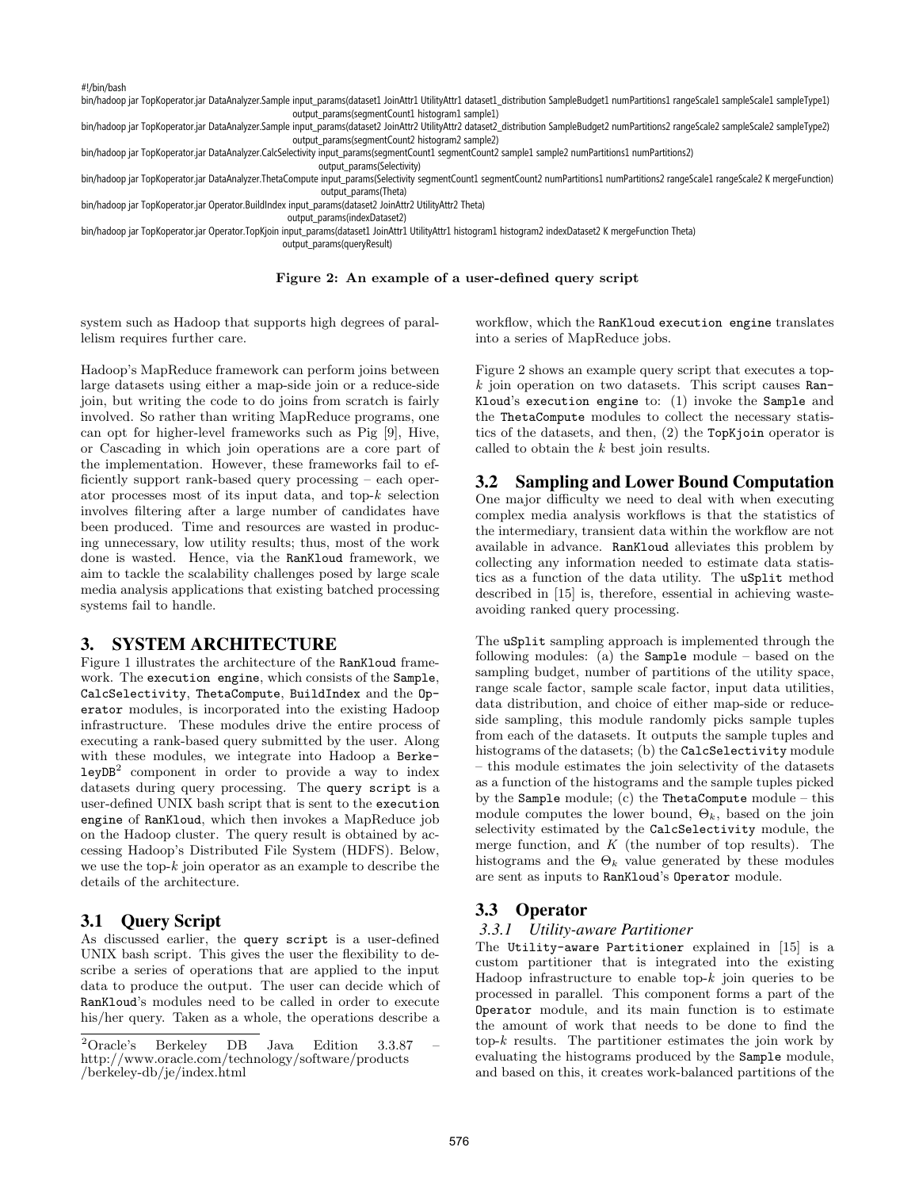```
#!/bin/bash
bin/hadoop jar TopKoperator.jar DataAnalyzer.Sample input_params(dataset1 JoinAttr1 UtilityAttr1 dataset1_distribution SampleBudget1 numPartitions1 rangeScale1 sampleScale1 sampleType1)
                    output_params(segmentCount1 histogram1 sample1)
bin/hadoop jar TopKoperator.jar DataAnalyzer.Sample input_params(dataset2 JoinAttr2 UtilityAttr2 dataset2_distribution SampleBudget2 numPartitions2 rangeScale2 sampleScale2 sampleType2)
                    output_params(segmentCount2 histogram2 sample2)
bin/hadoop jar TopKoperator.jar DataAnalyzer.CalcSelectivity input_params(segmentCount1 segmentCount2 sample1 sample2 numPartitions1 numPartitions2)
                    output_params(Selectivity)
bin/hadoop jar TopKoperator.jar DataAnalyzer.ThetaCompute input_params(Selectivity segmentCount1 segmentCount2 numPartitions1 numPartitions2 rangeScale1 rangeScale2 K mergeFunction)
                    output_params(Theta)
bin/hadoop jar TopKoperator.jar Operator.BuildIndex input_params(dataset2 JoinAttr2 UtilityAttr2 Theta)
                    output_params(indexDataset2)
bin/hadoop jar TopKoperator.jar Operator.TopKjoin input_params(dataset1 JoinAttr1 UtilityAttr1 histogram1 histogram2 indexDataset2 K mergeFunction Theta)
                    output_params(queryResult)
```

**Figure 2: An example of a user-defined query script**

system such as Hadoop that supports high degrees of parallelism requires further care.

Hadoop's MapReduce framework can perform joins between large datasets using either a map-side join or a reduce-side join, but writing the code to do joins from scratch is fairly involved. So rather than writing MapReduce programs, one can opt for higher-level frameworks such as Pig [9], Hive, or Cascading in which join operations are a core part of the implementation. However, these frameworks fail to efficiently support rank-based query processing – each operator processes most of its input data, and top-$k$ selection involves filtering after a large number of candidates have been produced. Time and resources are wasted in producing unnecessary, low utility results; thus, most of the work done is wasted. Hence, via the `RanKloud` framework, we aim to tackle the scalability challenges posed by large scale media analysis applications that existing batched processing systems fail to handle.

## 3. SYSTEM ARCHITECTURE

Figure 1 illustrates the architecture of the `RanKloud` framework. The `execution engine`, which consists of the `Sample`, `CalcSelectivity`, `ThetaCompute`, `BuildIndex` and the `Operator` modules, is incorporated into the existing Hadoop infrastructure. These modules drive the entire process of executing a rank-based query submitted by the user. Along with these modules, we integrate into Hadoop a `BerkeleyDB`[2] component in order to provide a way to index datasets during query processing. The `query script` is a user-defined UNIX bash script that is sent to the `execution engine` of `RanKloud`, which then invokes a MapReduce job on the Hadoop cluster. The query result is obtained by accessing Hadoop's Distributed File System (HDFS). Below, we use the top-$k$ join operator as an example to describe the details of the architecture.

### 3.1 Query Script

As discussed earlier, the `query script` is a user-defined UNIX bash script. This gives the user the flexibility to describe a series of operations that are applied to the input data to produce the output. The user can decide which of `RanKloud`'s modules need to be called in order to execute his/her query. Taken as a whole, the operations describe a workflow, which the `RanKloud execution engine` translates into a series of MapReduce jobs.

Figure 2 shows an example query script that executes a top-$k$ join operation on two datasets. This script causes `RanKloud`'s `execution engine` to: (1) invoke the `Sample` and the `ThetaCompute` modules to collect the necessary statistics of the datasets, and then, (2) the `TopKjoin` operator is called to obtain the $k$ best join results.

### 3.2 Sampling and Lower Bound Computation

One major difficulty we need to deal with when executing complex media analysis workflows is that the statistics of the intermediary, transient data within the workflow are not available in advance. `RanKloud` alleviates this problem by collecting any information needed to estimate data statistics as a function of the data utility. The `uSplit` method described in [15] is, therefore, essential in achieving waste-avoiding ranked query processing.

The `uSplit` sampling approach is implemented through the following modules: (a) the `Sample` module – based on the sampling budget, number of partitions of the utility space, range scale factor, sample scale factor, input data utilities, data distribution, and choice of either map-side or reduce-side sampling, this module randomly picks sample tuples from each of the datasets. It outputs the sample tuples and histograms of the datasets; (b) the `CalcSelectivity` module – this module estimates the join selectivity of the datasets as a function of the histograms and the sample tuples picked by the `Sample` module; (c) the `ThetaCompute` module – this module computes the lower bound, $\Theta_k$, based on the join selectivity estimated by the `CalcSelectivity` module, the merge function, and $K$ (the number of top results). The histograms and the $\Theta_k$ value generated by these modules are sent as inputs to `RanKloud`'s `Operator` module.

### 3.3 Operator

#### 3.3.1 Utility-aware Partitioner

The `Utility-aware Partitioner` explained in [15] is a custom partitioner that is integrated into the existing Hadoop infrastructure to enable top-$k$ join queries to be processed in parallel. This component forms a part of the `Operator` module, and its main function is to estimate the amount of work that needs to be done to find the top-$k$ results. The partitioner estimates the join work by evaluating the histograms produced by the `Sample` module, and based on this, it creates work-balanced partitions of the

[2]Oracle's Berkeley DB Java Edition 3.3.87 – http://www.oracle.com/technology/software/products/berkeley-db/je/index.html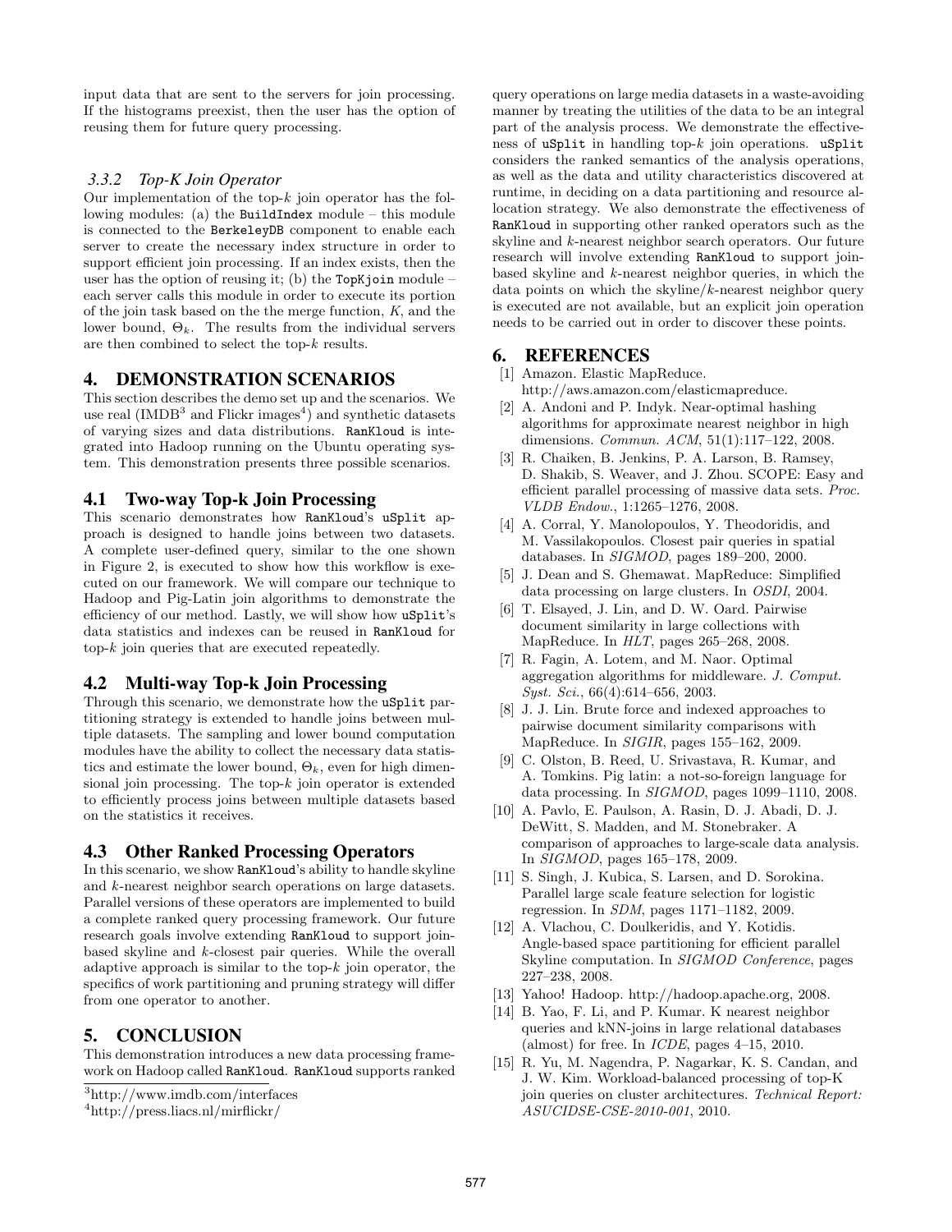input data that are sent to the servers for join processing. If the histograms preexist, then the user has the option of reusing them for future query processing.

#### 3.3.2 Top-K Join Operator

Our implementation of the top-$k$ join operator has the following modules: (a) the BuildIndex module – this module is connected to the BerkeleyDB component to enable each server to create the necessary index structure in order to support efficient join processing. If an index exists, then the user has the option of reusing it; (b) the TopKjoin module – each server calls this module in order to execute its portion of the join task based on the the merge function, $K$, and the lower bound, $\Theta_k$. The results from the individual servers are then combined to select the top-$k$ results.

## 4. DEMONSTRATION SCENARIOS

This section describes the demo set up and the scenarios. We use real (IMDB[3] and Flickr images[4]) and synthetic datasets of varying sizes and data distributions. RanKloud is integrated into Hadoop running on the Ubuntu operating system. This demonstration presents three possible scenarios.

### 4.1 Two-way Top-k Join Processing

This scenario demonstrates how RanKloud's uSplit approach is designed to handle joins between two datasets. A complete user-defined query, similar to the one shown in Figure 2, is executed to show how this workflow is executed on our framework. We will compare our technique to Hadoop and Pig-Latin join algorithms to demonstrate the efficiency of our method. Lastly, we will show how uSplit's data statistics and indexes can be reused in RanKloud for top-$k$ join queries that are executed repeatedly.

### 4.2 Multi-way Top-k Join Processing

Through this scenario, we demonstrate how the uSplit partitioning strategy is extended to handle joins between multiple datasets. The sampling and lower bound computation modules have the ability to collect the necessary data statistics and estimate the lower bound, $\Theta_k$, even for high dimensional join processing. The top-$k$ join operator is extended to efficiently process joins between multiple datasets based on the statistics it receives.

### 4.3 Other Ranked Processing Operators

In this scenario, we show RanKloud's ability to handle skyline and $k$-nearest neighbor search operations on large datasets. Parallel versions of these operators are implemented to build a complete ranked query processing framework. Our future research goals involve extending RanKloud to support join-based skyline and $k$-closest pair queries. While the overall adaptive approach is similar to the top-$k$ join operator, the specifics of work partitioning and pruning strategy will differ from one operator to another.

## 5. CONCLUSION

This demonstration introduces a new data processing framework on Hadoop called RanKloud. RanKloud supports ranked query operations on large media datasets in a waste-avoiding manner by treating the utilities of the data to be an integral part of the analysis process. We demonstrate the effectiveness of uSplit in handling top-$k$ join operations. uSplit considers the ranked semantics of the analysis operations, as well as the data and utility characteristics discovered at runtime, in deciding on a data partitioning and resource allocation strategy. We also demonstrate the effectiveness of RanKloud in supporting other ranked operators such as the skyline and $k$-nearest neighbor search operators. Our future research will involve extending RanKloud to support join-based skyline and $k$-nearest neighbor queries, in which the data points on which the skyline/$k$-nearest neighbor query is executed are not available, but an explicit join operation needs to be carried out in order to discover these points.

[3] http://www.imdb.com/interfaces

[4] http://press.liacs.nl/mirflickr/

## 6. REFERENCES

[1] Amazon. Elastic MapReduce. http://aws.amazon.com/elasticmapreduce.

[2] A. Andoni and P. Indyk. Near-optimal hashing algorithms for approximate nearest neighbor in high dimensions. *Commun. ACM*, 51(1):117–122, 2008.

[3] R. Chaiken, B. Jenkins, P. A. Larson, B. Ramsey, D. Shakib, S. Weaver, and J. Zhou. SCOPE: Easy and efficient parallel processing of massive data sets. *Proc. VLDB Endow.*, 1:1265–1276, 2008.

[4] A. Corral, Y. Manolopoulos, Y. Theodoridis, and M. Vassilakopoulos. Closest pair queries in spatial databases. In *SIGMOD*, pages 189–200, 2000.

[5] J. Dean and S. Ghemawat. MapReduce: Simplified data processing on large clusters. In *OSDI*, 2004.

[6] T. Elsayed, J. Lin, and D. W. Oard. Pairwise document similarity in large collections with MapReduce. In *HLT*, pages 265–268, 2008.

[7] R. Fagin, A. Lotem, and M. Naor. Optimal aggregation algorithms for middleware. *J. Comput. Syst. Sci.*, 66(4):614–656, 2003.

[8] J. J. Lin. Brute force and indexed approaches to pairwise document similarity comparisons with MapReduce. In *SIGIR*, pages 155–162, 2009.

[9] C. Olston, B. Reed, U. Srivastava, R. Kumar, and A. Tomkins. Pig latin: a not-so-foreign language for data processing. In *SIGMOD*, pages 1099–1110, 2008.

[10] A. Pavlo, E. Paulson, A. Rasin, D. J. Abadi, D. J. DeWitt, S. Madden, and M. Stonebraker. A comparison of approaches to large-scale data analysis. In *SIGMOD*, pages 165–178, 2009.

[11] S. Singh, J. Kubica, S. Larsen, and D. Sorokina. Parallel large scale feature selection for logistic regression. In *SDM*, pages 1171–1182, 2009.

[12] A. Vlachou, C. Doulkeridis, and Y. Kotidis. Angle-based space partitioning for efficient parallel Skyline computation. In *SIGMOD Conference*, pages 227–238, 2008.

[13] Yahoo! Hadoop. http://hadoop.apache.org, 2008.

[14] B. Yao, F. Li, and P. Kumar. K nearest neighbor queries and kNN-joins in large relational databases (almost) for free. In *ICDE*, pages 4–15, 2010.

[15] R. Yu, M. Nagendra, P. Nagarkar, K. S. Candan, and J. W. Kim. Workload-balanced processing of top-K join queries on cluster architectures. *Technical Report: ASUCIDSE-CSE-2010-001*, 2010.